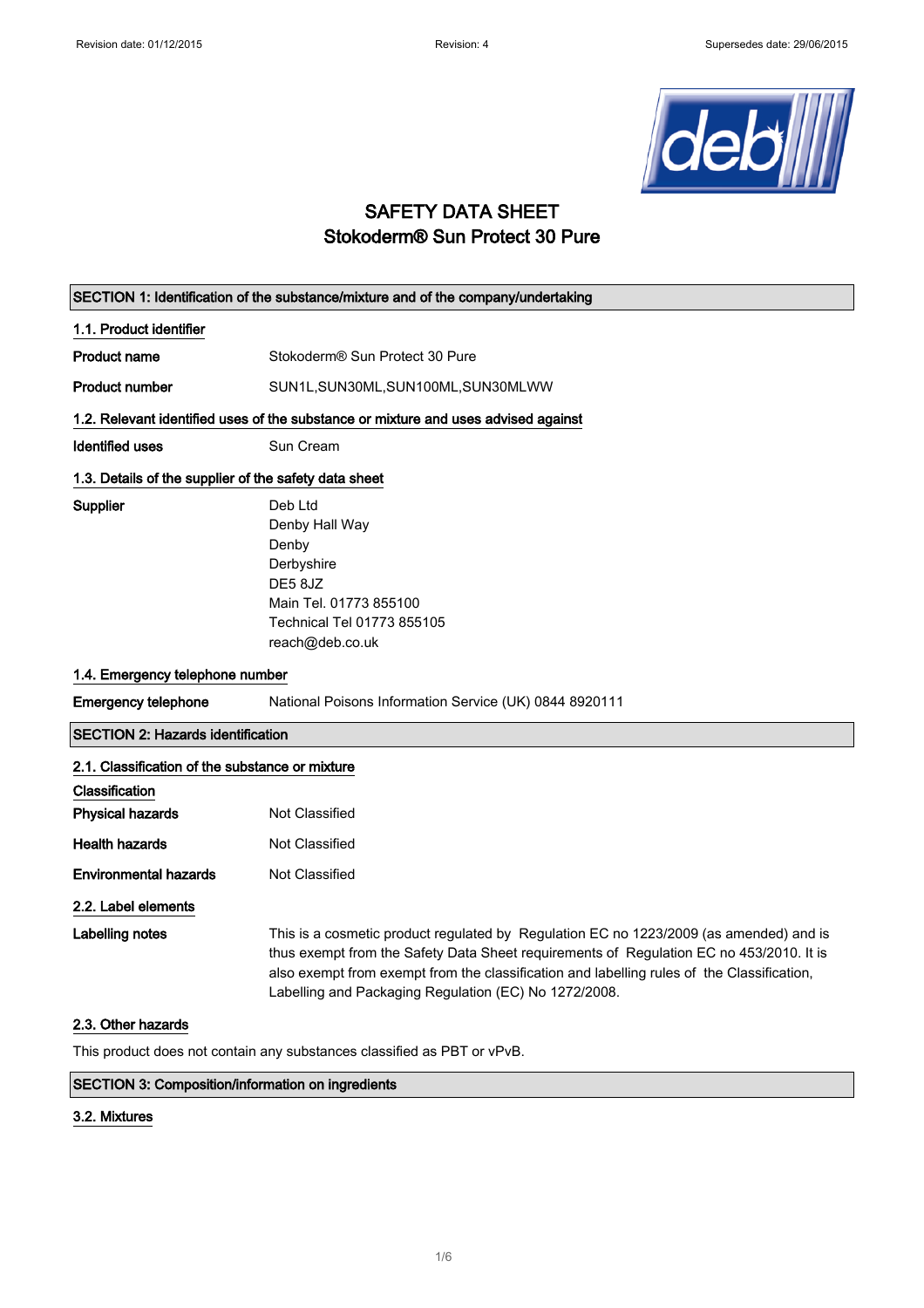Revision date: 01/12/2015 Revision: 4 Supersedes date: 29/06/2015

# SAFETY DATA SHEET
# Stokoderm® Sun Protect 30 Pure

## SECTION 1: Identification of the substance/mixture and of the company/undertaking

### 1.1. Product identifier

| | |
|---|---|
| **Product name** | Stokoderm® Sun Protect 30 Pure |
| **Product number** | SUN1L,SUN30ML,SUN100ML,SUN30MLWW |

### 1.2. Relevant identified uses of the substance or mixture and uses advised against

| | |
|---|---|
| **Identified uses** | Sun Cream |

### 1.3. Details of the supplier of the safety data sheet

**Supplier**

Deb Ltd
Denby Hall Way
Denby
Derbyshire
DE5 8JZ
Main Tel. 01773 855100
Technical Tel 01773 855105
reach@deb.co.uk

### 1.4. Emergency telephone number

| | |
|---|---|
| **Emergency telephone** | National Poisons Information Service (UK) 0844 8920111 |

## SECTION 2: Hazards identification

### 2.1. Classification of the substance or mixture

**Classification**

| | |
|---|---|
| **Physical hazards** | Not Classified |
| **Health hazards** | Not Classified |
| **Environmental hazards** | Not Classified |

### 2.2. Label elements

**Labelling notes**

This is a cosmetic product regulated by Regulation EC no 1223/2009 (as amended) and is thus exempt from the Safety Data Sheet requirements of Regulation EC no 453/2010. It is also exempt from exempt from the classification and labelling rules of the Classification, Labelling and Packaging Regulation (EC) No 1272/2008.

### 2.3. Other hazards

This product does not contain any substances classified as PBT or vPvB.

## SECTION 3: Composition/information on ingredients

### 3.2. Mixtures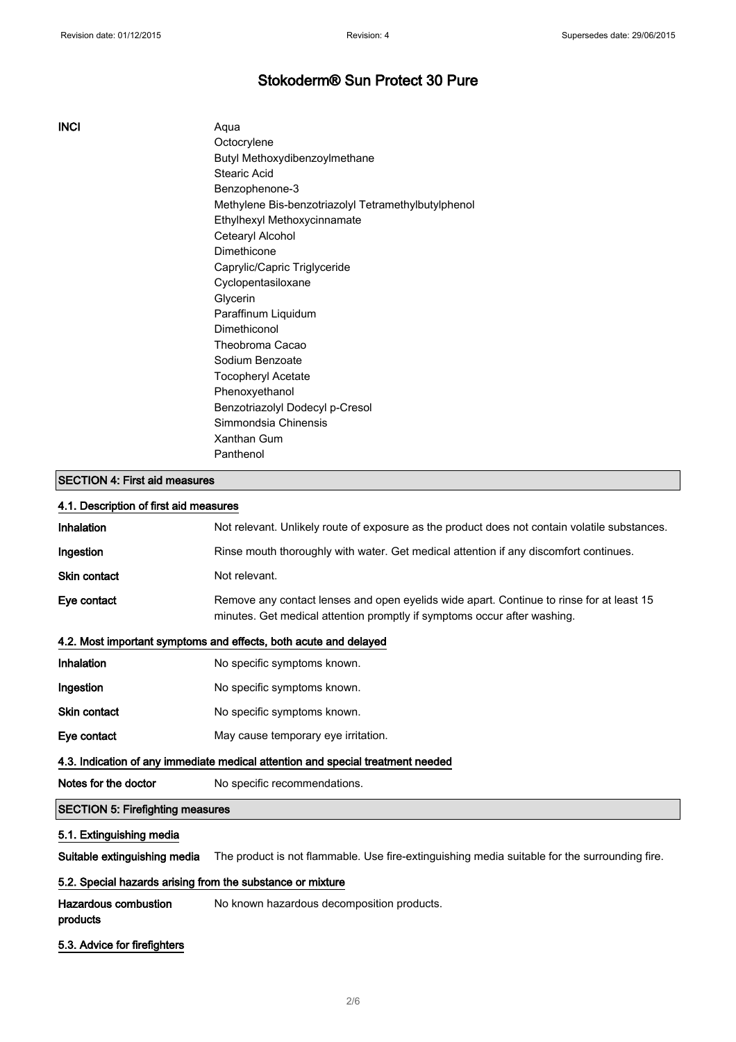# Stokoderm® Sun Protect 30 Pure

**INCI**

Aqua
Octocrylene
Butyl Methoxydibenzoylmethane
Stearic Acid
Benzophenone-3
Methylene Bis-benzotriazolyl Tetramethylbutylphenol
Ethylhexyl Methoxycinnamate
Cetearyl Alcohol
Dimethicone
Caprylic/Capric Triglyceride
Cyclopentasiloxane
Glycerin
Paraffinum Liquidum
Dimethiconol
Theobroma Cacao
Sodium Benzoate
Tocopheryl Acetate
Phenoxyethanol
Benzotriazolyl Dodecyl p-Cresol
Simmondsia Chinensis
Xanthan Gum
Panthenol

## SECTION 4: First aid measures

### 4.1. Description of first aid measures

**Inhalation** Not relevant. Unlikely route of exposure as the product does not contain volatile substances.

**Ingestion** Rinse mouth thoroughly with water. Get medical attention if any discomfort continues.

**Skin contact** Not relevant.

**Eye contact** Remove any contact lenses and open eyelids wide apart. Continue to rinse for at least 15 minutes. Get medical attention promptly if symptoms occur after washing.

### 4.2. Most important symptoms and effects, both acute and delayed

**Inhalation** No specific symptoms known.

**Ingestion** No specific symptoms known.

**Skin contact** No specific symptoms known.

**Eye contact** May cause temporary eye irritation.

### 4.3. Indication of any immediate medical attention and special treatment needed

**Notes for the doctor** No specific recommendations.

## SECTION 5: Firefighting measures

### 5.1. Extinguishing media

**Suitable extinguishing media** The product is not flammable. Use fire-extinguishing media suitable for the surrounding fire.

### 5.2. Special hazards arising from the substance or mixture

**Hazardous combustion products** No known hazardous decomposition products.

### 5.3. Advice for firefighters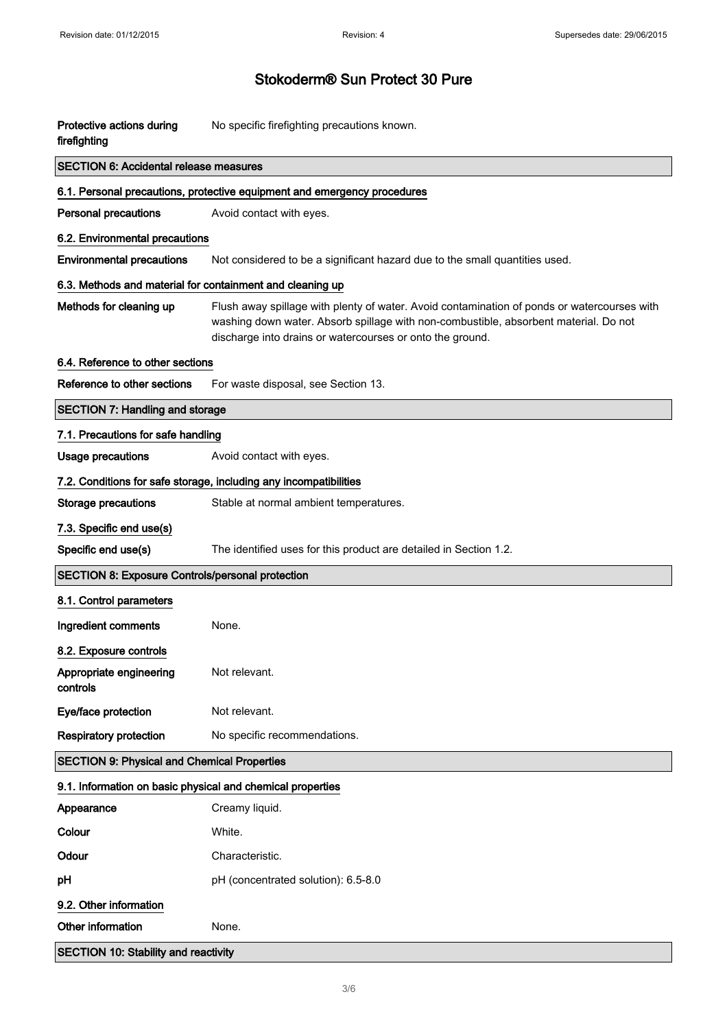**Protective actions during firefighting** No specific firefighting precautions known.

## SECTION 6: Accidental release measures

### 6.1. Personal precautions, protective equipment and emergency procedures

**Personal precautions** Avoid contact with eyes.

### 6.2. Environmental precautions

**Environmental precautions** Not considered to be a significant hazard due to the small quantities used.

### 6.3. Methods and material for containment and cleaning up

**Methods for cleaning up** Flush away spillage with plenty of water. Avoid contamination of ponds or watercourses with washing down water. Absorb spillage with non-combustible, absorbent material. Do not discharge into drains or watercourses or onto the ground.

### 6.4. Reference to other sections

**Reference to other sections** For waste disposal, see Section 13.

## SECTION 7: Handling and storage

### 7.1. Precautions for safe handling

**Usage precautions** Avoid contact with eyes.

### 7.2. Conditions for safe storage, including any incompatibilities

**Storage precautions** Stable at normal ambient temperatures.

### 7.3. Specific end use(s)

**Specific end use(s)** The identified uses for this product are detailed in Section 1.2.

## SECTION 8: Exposure Controls/personal protection

### 8.1. Control parameters

**Ingredient comments** None.

### 8.2. Exposure controls

**Appropriate engineering controls** Not relevant.

**Eye/face protection** Not relevant.

**Respiratory protection** No specific recommendations.

## SECTION 9: Physical and Chemical Properties

### 9.1. Information on basic physical and chemical properties

**Appearance** Creamy liquid.

**Colour** White.

**Odour** Characteristic.

**pH** pH (concentrated solution): 6.5-8.0

### 9.2. Other information

**Other information** None.

## SECTION 10: Stability and reactivity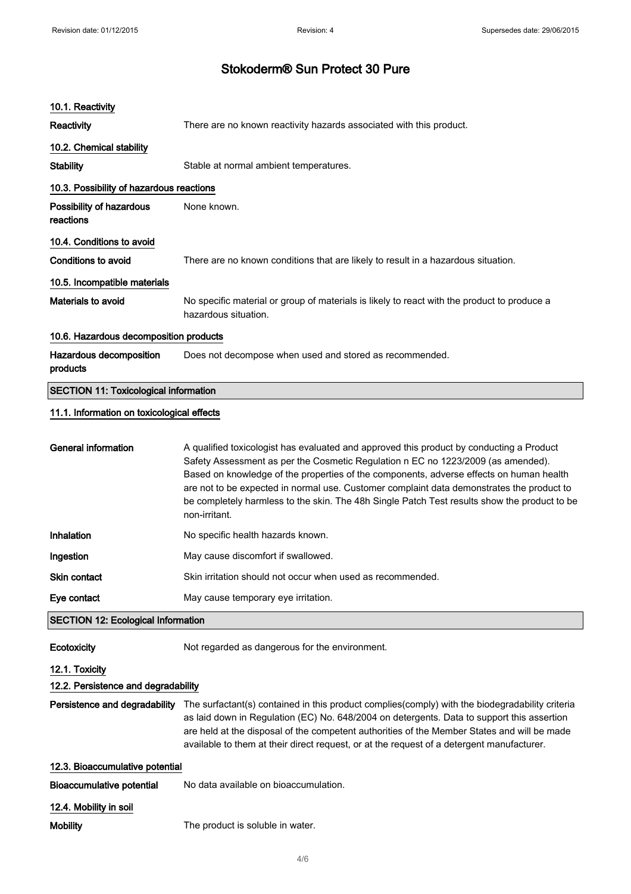# Stokoderm® Sun Protect 30 Pure

### 10.1. Reactivity

**Reactivity** There are no known reactivity hazards associated with this product.

### 10.2. Chemical stability

**Stability** Stable at normal ambient temperatures.

### 10.3. Possibility of hazardous reactions

**Possibility of hazardous reactions** None known.

### 10.4. Conditions to avoid

**Conditions to avoid** There are no known conditions that are likely to result in a hazardous situation.

### 10.5. Incompatible materials

**Materials to avoid** No specific material or group of materials is likely to react with the product to produce a hazardous situation.

### 10.6. Hazardous decomposition products

**Hazardous decomposition products** Does not decompose when used and stored as recommended.

## SECTION 11: Toxicological information

### 11.1. Information on toxicological effects

**General information** A qualified toxicologist has evaluated and approved this product by conducting a Product Safety Assessment as per the Cosmetic Regulation n EC no 1223/2009 (as amended). Based on knowledge of the properties of the components, adverse effects on human health are not to be expected in normal use. Customer complaint data demonstrates the product to be completely harmless to the skin. The 48h Single Patch Test results show the product to be non-irritant.

**Inhalation** No specific health hazards known.

**Ingestion** May cause discomfort if swallowed.

**Skin contact** Skin irritation should not occur when used as recommended.

**Eye contact** May cause temporary eye irritation.

## SECTION 12: Ecological Information

**Ecotoxicity** Not regarded as dangerous for the environment.

### 12.1. Toxicity

### 12.2. Persistence and degradability

**Persistence and degradability** The surfactant(s) contained in this product complies(comply) with the biodegradability criteria as laid down in Regulation (EC) No. 648/2004 on detergents. Data to support this assertion are held at the disposal of the competent authorities of the Member States and will be made available to them at their direct request, or at the request of a detergent manufacturer.

### 12.3. Bioaccumulative potential

**Bioaccumulative potential** No data available on bioaccumulation.

### 12.4. Mobility in soil

**Mobility** The product is soluble in water.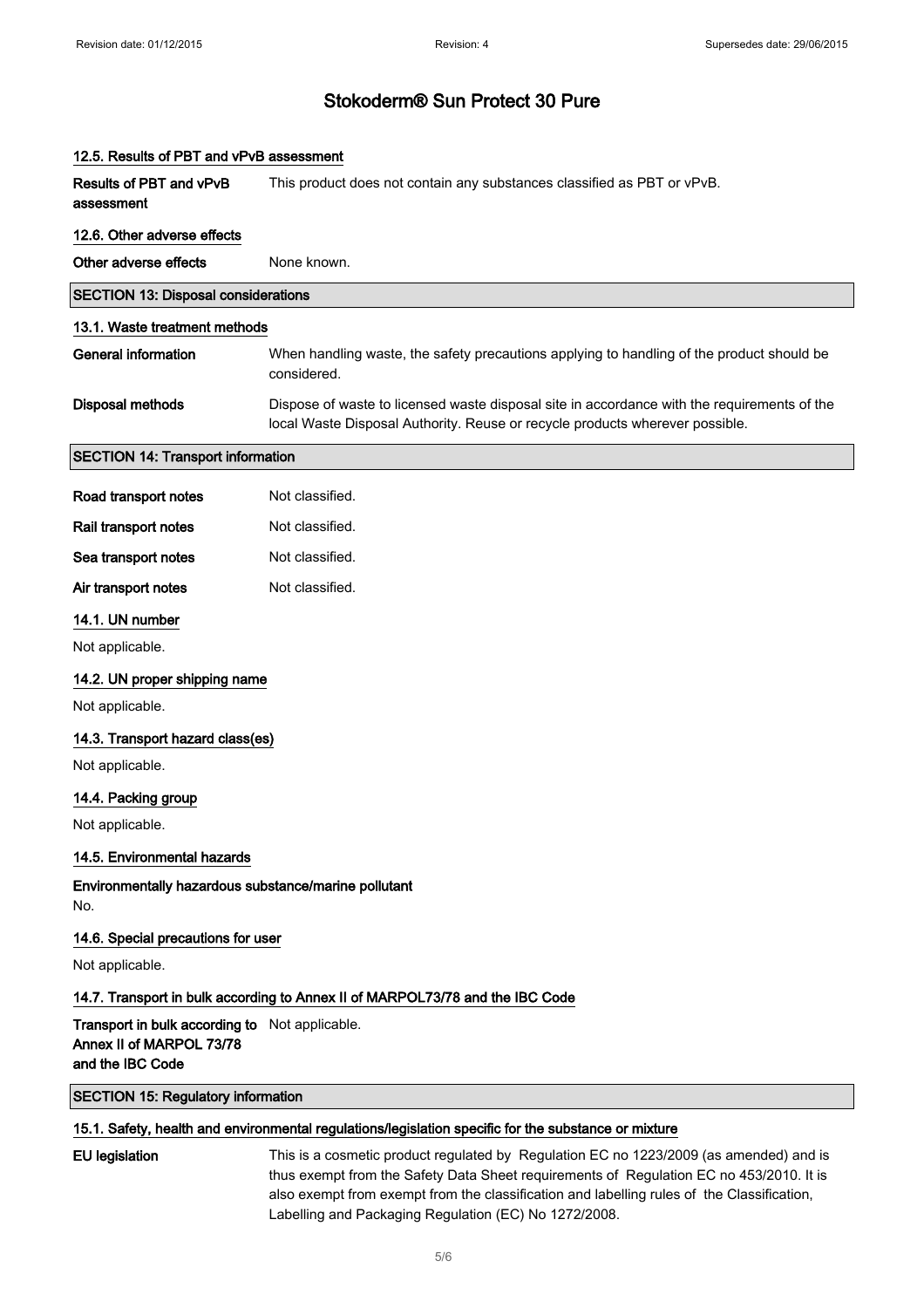# Stokoderm® Sun Protect 30 Pure

### 12.5. Results of PBT and vPvB assessment

**Results of PBT and vPvB assessment**: This product does not contain any substances classified as PBT or vPvB.

### 12.6. Other adverse effects

**Other adverse effects**: None known.

## SECTION 13: Disposal considerations

### 13.1. Waste treatment methods

**General information**: When handling waste, the safety precautions applying to handling of the product should be considered.

**Disposal methods**: Dispose of waste to licensed waste disposal site in accordance with the requirements of the local Waste Disposal Authority. Reuse or recycle products wherever possible.

## SECTION 14: Transport information

**Road transport notes**: Not classified.

**Rail transport notes**: Not classified.

**Sea transport notes**: Not classified.

**Air transport notes**: Not classified.

### 14.1. UN number

Not applicable.

### 14.2. UN proper shipping name

Not applicable.

### 14.3. Transport hazard class(es)

Not applicable.

### 14.4. Packing group

Not applicable.

### 14.5. Environmental hazards

**Environmentally hazardous substance/marine pollutant**

No.

### 14.6. Special precautions for user

Not applicable.

### 14.7. Transport in bulk according to Annex II of MARPOL73/78 and the IBC Code

**Transport in bulk according to Annex II of MARPOL 73/78 and the IBC Code**: Not applicable.

## SECTION 15: Regulatory information

### 15.1. Safety, health and environmental regulations/legislation specific for the substance or mixture

**EU legislation**: This is a cosmetic product regulated by Regulation EC no 1223/2009 (as amended) and is thus exempt from the Safety Data Sheet requirements of Regulation EC no 453/2010. It is also exempt from exempt from the classification and labelling rules of the Classification, Labelling and Packaging Regulation (EC) No 1272/2008.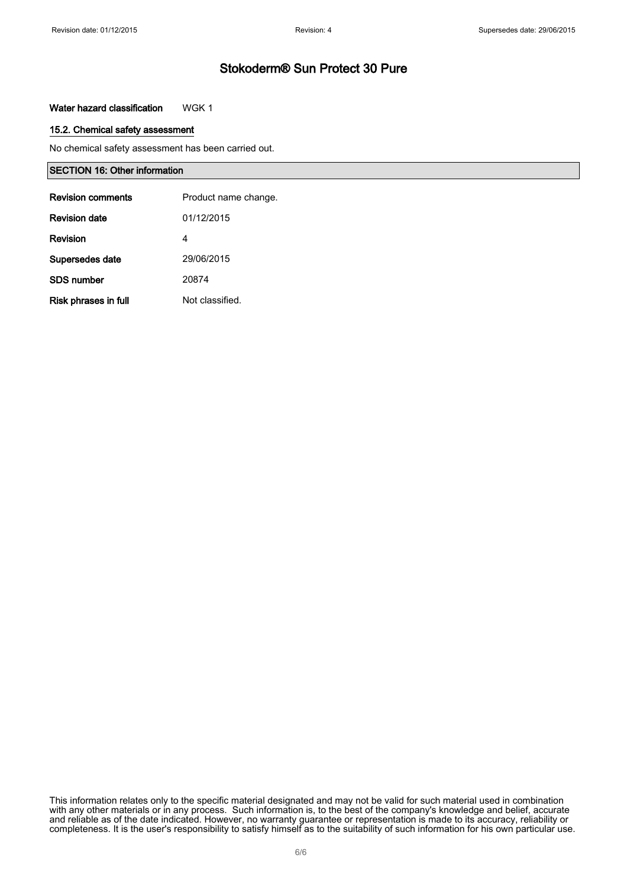**Water hazard classification** WGK 1

### 15.2. Chemical safety assessment

No chemical safety assessment has been carried out.

## SECTION 16: Other information

| | |
|---|---|
| **Revision comments** | Product name change. |
| **Revision date** | 01/12/2015 |
| **Revision** | 4 |
| **Supersedes date** | 29/06/2015 |
| **SDS number** | 20874 |
| **Risk phrases in full** | Not classified. |

This information relates only to the specific material designated and may not be valid for such material used in combination with any other materials or in any process. Such information is, to the best of the company's knowledge and belief, accurate and reliable as of the date indicated. However, no warranty guarantee or representation is made to its accuracy, reliability or completeness. It is the user's responsibility to satisfy himself as to the suitability of such information for his own particular use.